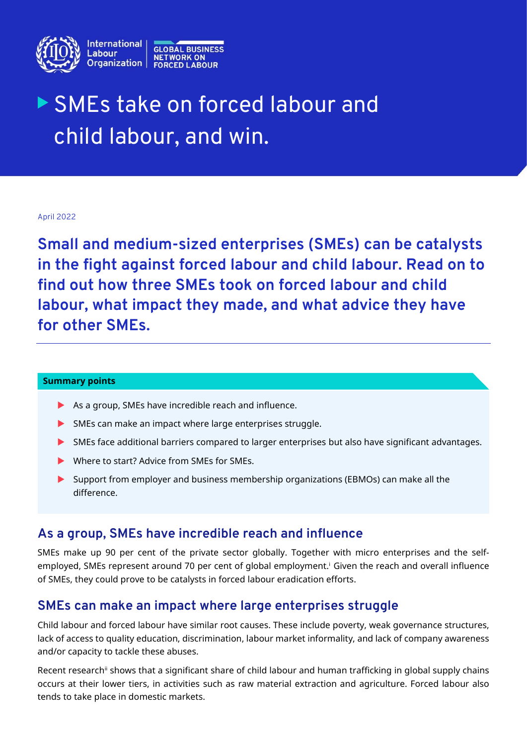International Labour Organization | GLOBAL BUSINESS NETWORK ON FORCED LABOUR

# SMEs take on forced labour and child labour, and win.

April 2022

**Small and medium-sized enterprises (SMEs) can be catalysts in the fight against forced labour and child labour. Read on to find out how three SMEs took on forced labour and child labour, what impact they made, and what advice they have for other SMEs.**

**Summary points**

- As a group, SMEs have incredible reach and influence.
- SMEs can make an impact where large enterprises struggle.
- SMEs face additional barriers compared to larger enterprises but also have significant advantages.
- Where to start? Advice from SMEs for SMEs.
- Support from employer and business membership organizations (EBMOs) can make all the difference.

## As a group, SMEs have incredible reach and influence

SMEs make up 90 per cent of the private sector globally. Together with micro enterprises and the self-employed, SMEs represent around 70 per cent of global employment.[i] Given the reach and overall influence of SMEs, they could prove to be catalysts in forced labour eradication efforts.

## SMEs can make an impact where large enterprises struggle

Child labour and forced labour have similar root causes. These include poverty, weak governance structures, lack of access to quality education, discrimination, labour market informality, and lack of company awareness and/or capacity to tackle these abuses.

Recent research[ii] shows that a significant share of child labour and human trafficking in global supply chains occurs at their lower tiers, in activities such as raw material extraction and agriculture. Forced labour also tends to take place in domestic markets.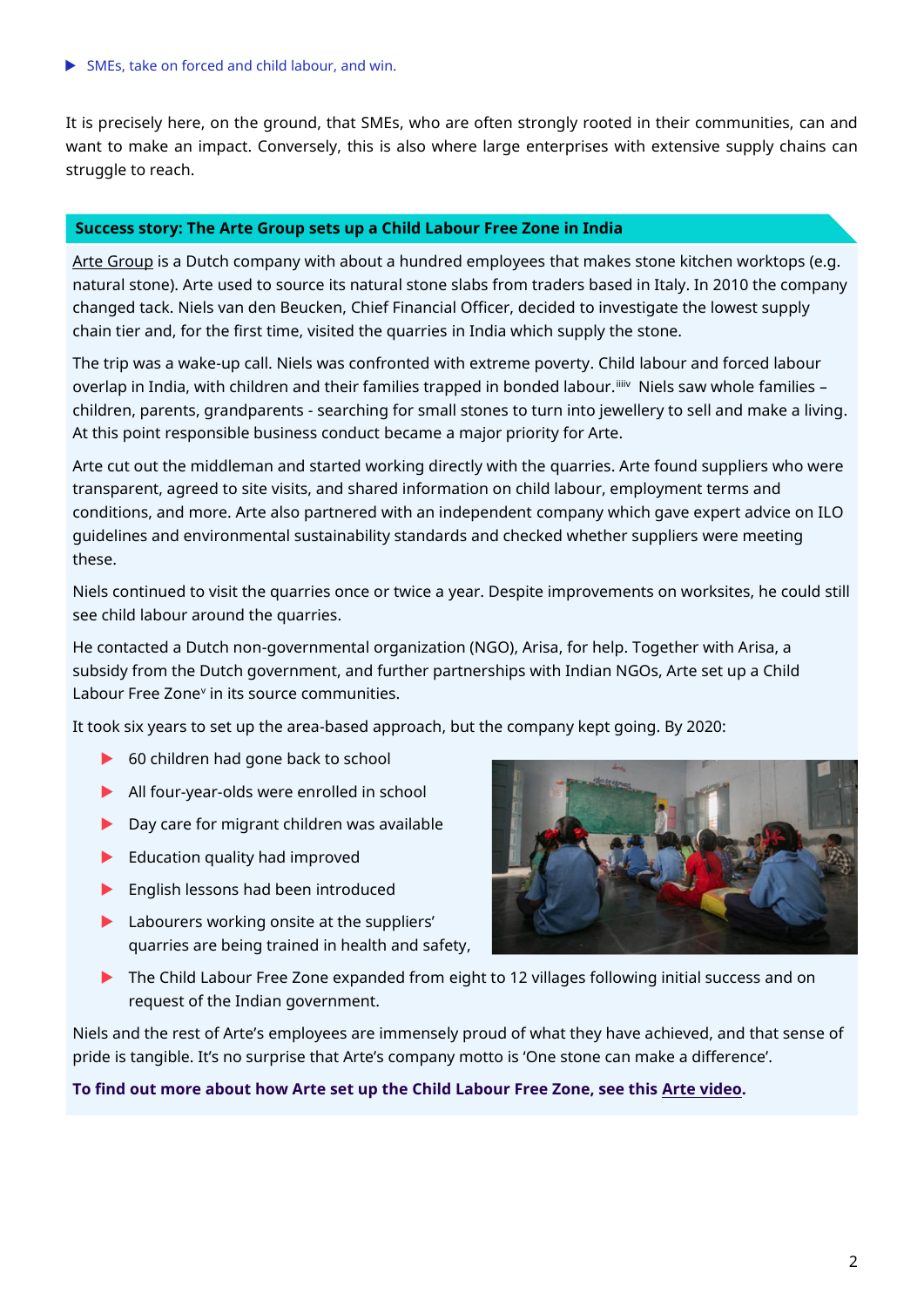▶ SMEs, take on forced and child labour, and win.

It is precisely here, on the ground, that SMEs, who are often strongly rooted in their communities, can and want to make an impact. Conversely, this is also where large enterprises with extensive supply chains can struggle to reach.

**Success story: The Arte Group sets up a Child Labour Free Zone in India**

Arte Group is a Dutch company with about a hundred employees that makes stone kitchen worktops (e.g. natural stone). Arte used to source its natural stone slabs from traders based in Italy. In 2010 the company changed tack. Niels van den Beucken, Chief Financial Officer, decided to investigate the lowest supply chain tier and, for the first time, visited the quarries in India which supply the stone.

The trip was a wake-up call. Niels was confronted with extreme poverty. Child labour and forced labour overlap in India, with children and their families trapped in bonded labour.[iii][iv] Niels saw whole families – children, parents, grandparents - searching for small stones to turn into jewellery to sell and make a living. At this point responsible business conduct became a major priority for Arte.

Arte cut out the middleman and started working directly with the quarries. Arte found suppliers who were transparent, agreed to site visits, and shared information on child labour, employment terms and conditions, and more. Arte also partnered with an independent company which gave expert advice on ILO guidelines and environmental sustainability standards and checked whether suppliers were meeting these.

Niels continued to visit the quarries once or twice a year. Despite improvements on worksites, he could still see child labour around the quarries.

He contacted a Dutch non-governmental organization (NGO), Arisa, for help. Together with Arisa, a subsidy from the Dutch government, and further partnerships with Indian NGOs, Arte set up a Child Labour Free Zone[v] in its source communities.

It took six years to set up the area-based approach, but the company kept going. By 2020:

- 60 children had gone back to school
- All four-year-olds were enrolled in school
- Day care for migrant children was available
- Education quality had improved
- English lessons had been introduced
- Labourers working onsite at the suppliers' quarries are being trained in health and safety,
- The Child Labour Free Zone expanded from eight to 12 villages following initial success and on request of the Indian government.

Niels and the rest of Arte's employees are immensely proud of what they have achieved, and that sense of pride is tangible. It's no surprise that Arte's company motto is 'One stone can make a difference'.

**To find out more about how Arte set up the Child Labour Free Zone, see this Arte video.**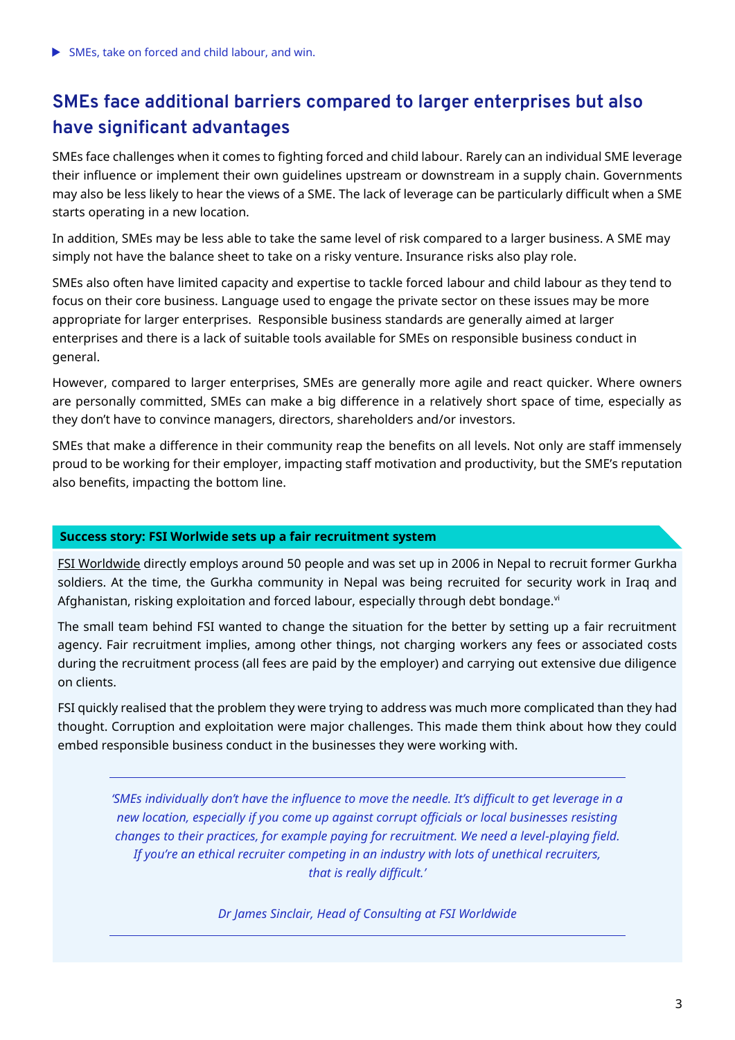## SMEs face additional barriers compared to larger enterprises but also have significant advantages

SMEs face challenges when it comes to fighting forced and child labour. Rarely can an individual SME leverage their influence or implement their own guidelines upstream or downstream in a supply chain. Governments may also be less likely to hear the views of a SME. The lack of leverage can be particularly difficult when a SME starts operating in a new location.

In addition, SMEs may be less able to take the same level of risk compared to a larger business. A SME may simply not have the balance sheet to take on a risky venture. Insurance risks also play role.

SMEs also often have limited capacity and expertise to tackle forced labour and child labour as they tend to focus on their core business. Language used to engage the private sector on these issues may be more appropriate for larger enterprises. Responsible business standards are generally aimed at larger enterprises and there is a lack of suitable tools available for SMEs on responsible business conduct in general.

However, compared to larger enterprises, SMEs are generally more agile and react quicker. Where owners are personally committed, SMEs can make a big difference in a relatively short space of time, especially as they don't have to convince managers, directors, shareholders and/or investors.

SMEs that make a difference in their community reap the benefits on all levels. Not only are staff immensely proud to be working for their employer, impacting staff motivation and productivity, but the SME's reputation also benefits, impacting the bottom line.

**Success story: FSI Worlwide sets up a fair recruitment system**

FSI Worldwide directly employs around 50 people and was set up in 2006 in Nepal to recruit former Gurkha soldiers. At the time, the Gurkha community in Nepal was being recruited for security work in Iraq and Afghanistan, risking exploitation and forced labour, especially through debt bondage.[vi]

The small team behind FSI wanted to change the situation for the better by setting up a fair recruitment agency. Fair recruitment implies, among other things, not charging workers any fees or associated costs during the recruitment process (all fees are paid by the employer) and carrying out extensive due diligence on clients.

FSI quickly realised that the problem they were trying to address was much more complicated than they had thought. Corruption and exploitation were major challenges. This made them think about how they could embed responsible business conduct in the businesses they were working with.

---

*'SMEs individually don't have the influence to move the needle. It's difficult to get leverage in a new location, especially if you come up against corrupt officials or local businesses resisting changes to their practices, for example paying for recruitment. We need a level-playing field. If you're an ethical recruiter competing in an industry with lots of unethical recruiters, that is really difficult.'*

*Dr James Sinclair, Head of Consulting at FSI Worldwide*

---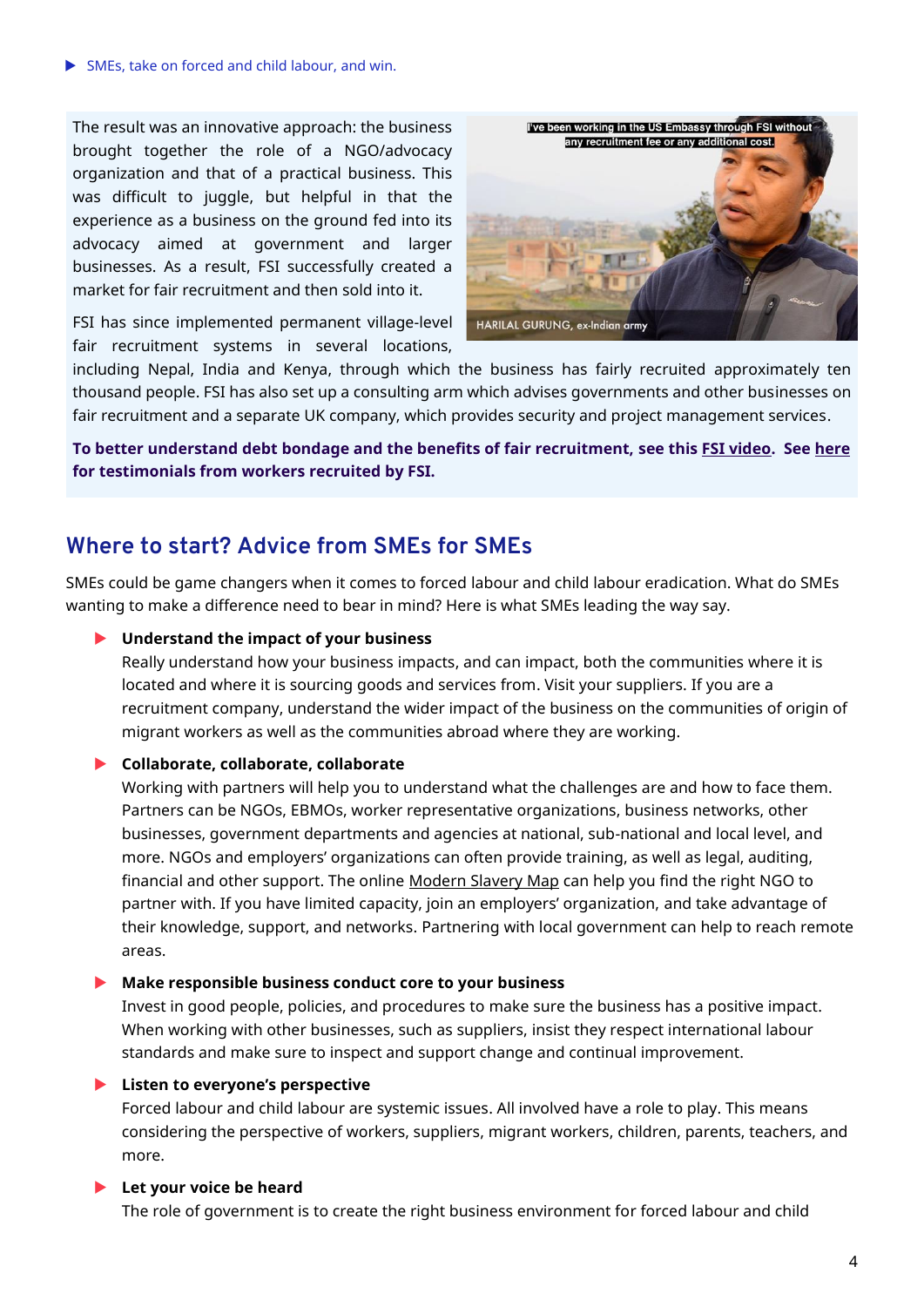▶ SMEs, take on forced and child labour, and win.

The result was an innovative approach: the business brought together the role of a NGO/advocacy organization and that of a practical business. This was difficult to juggle, but helpful in that the experience as a business on the ground fed into its advocacy aimed at government and larger businesses. As a result, FSI successfully created a market for fair recruitment and then sold into it.

I've been working in the US Embassy through FSI without any recruitment fee or any additional cost.

HARILAL GURUNG, ex-Indian army

FSI has since implemented permanent village-level fair recruitment systems in several locations, including Nepal, India and Kenya, through which the business has fairly recruited approximately ten thousand people. FSI has also set up a consulting arm which advises governments and other businesses on fair recruitment and a separate UK company, which provides security and project management services.

**To better understand debt bondage and the benefits of fair recruitment, see this FSI video. See here for testimonials from workers recruited by FSI.**

## Where to start? Advice from SMEs for SMEs

SMEs could be game changers when it comes to forced labour and child labour eradication. What do SMEs wanting to make a difference need to bear in mind? Here is what SMEs leading the way say.

- **Understand the impact of your business**
  Really understand how your business impacts, and can impact, both the communities where it is located and where it is sourcing goods and services from. Visit your suppliers. If you are a recruitment company, understand the wider impact of the business on the communities of origin of migrant workers as well as the communities abroad where they are working.

- **Collaborate, collaborate, collaborate**
  Working with partners will help you to understand what the challenges are and how to face them. Partners can be NGOs, EBMOs, worker representative organizations, business networks, other businesses, government departments and agencies at national, sub-national and local level, and more. NGOs and employers' organizations can often provide training, as well as legal, auditing, financial and other support. The online Modern Slavery Map can help you find the right NGO to partner with. If you have limited capacity, join an employers' organization, and take advantage of their knowledge, support, and networks. Partnering with local government can help to reach remote areas.

- **Make responsible business conduct core to your business**
  Invest in good people, policies, and procedures to make sure the business has a positive impact. When working with other businesses, such as suppliers, insist they respect international labour standards and make sure to inspect and support change and continual improvement.

- **Listen to everyone's perspective**
  Forced labour and child labour are systemic issues. All involved have a role to play. This means considering the perspective of workers, suppliers, migrant workers, children, parents, teachers, and more.

- **Let your voice be heard**
  The role of government is to create the right business environment for forced labour and child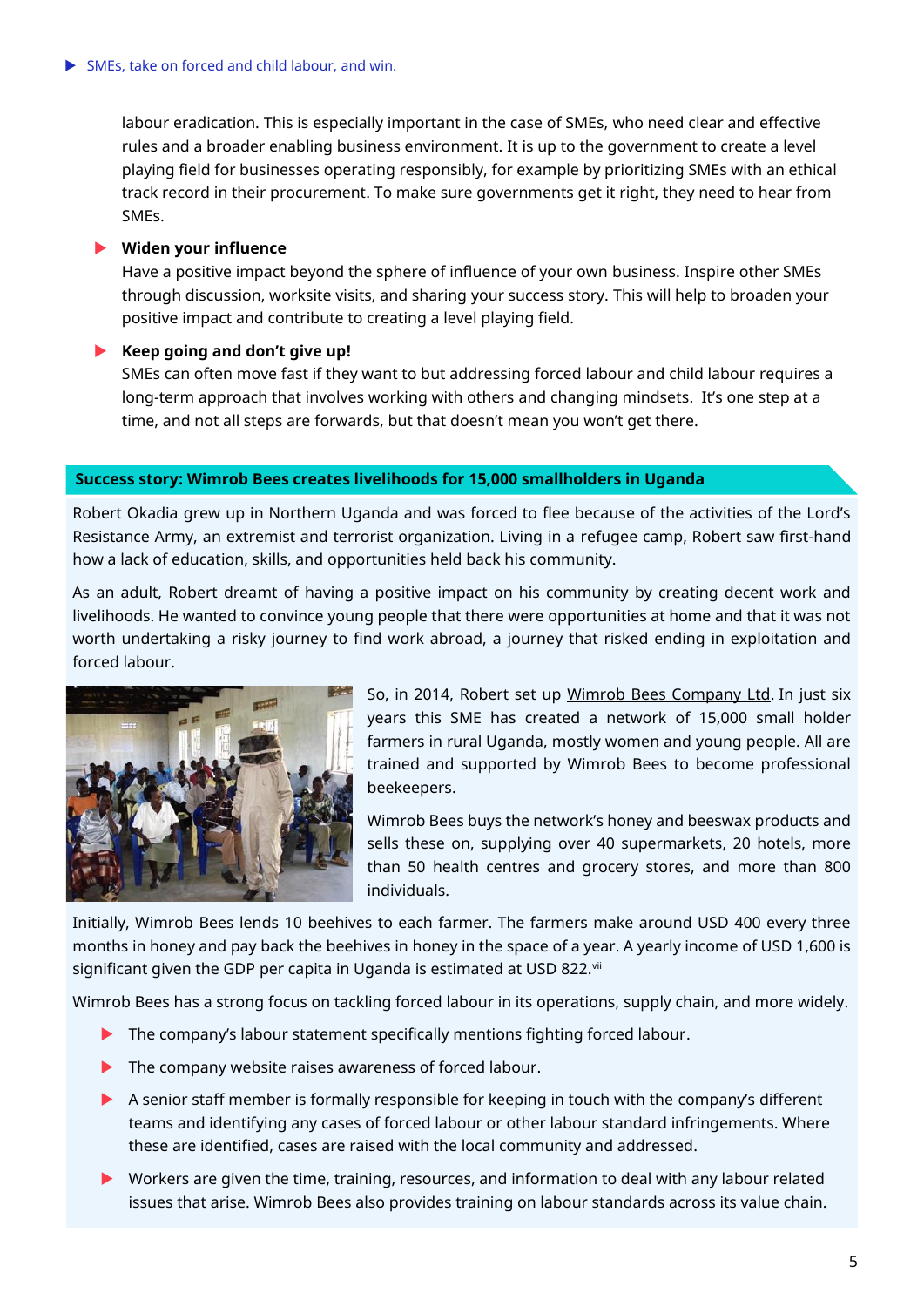labour eradication. This is especially important in the case of SMEs, who need clear and effective rules and a broader enabling business environment. It is up to the government to create a level playing field for businesses operating responsibly, for example by prioritizing SMEs with an ethical track record in their procurement. To make sure governments get it right, they need to hear from SMEs.

- **Widen your influence**
  Have a positive impact beyond the sphere of influence of your own business. Inspire other SMEs through discussion, worksite visits, and sharing your success story. This will help to broaden your positive impact and contribute to creating a level playing field.

- **Keep going and don't give up!**
  SMEs can often move fast if they want to but addressing forced labour and child labour requires a long-term approach that involves working with others and changing mindsets. It's one step at a time, and not all steps are forwards, but that doesn't mean you won't get there.

### Success story: Wimrob Bees creates livelihoods for 15,000 smallholders in Uganda

Robert Okadia grew up in Northern Uganda and was forced to flee because of the activities of the Lord's Resistance Army, an extremist and terrorist organization. Living in a refugee camp, Robert saw first-hand how a lack of education, skills, and opportunities held back his community.

As an adult, Robert dreamt of having a positive impact on his community by creating decent work and livelihoods. He wanted to convince young people that there were opportunities at home and that it was not worth undertaking a risky journey to find work abroad, a journey that risked ending in exploitation and forced labour.

So, in 2014, Robert set up Wimrob Bees Company Ltd. In just six years this SME has created a network of 15,000 small holder farmers in rural Uganda, mostly women and young people. All are trained and supported by Wimrob Bees to become professional beekeepers.

Wimrob Bees buys the network's honey and beeswax products and sells these on, supplying over 40 supermarkets, 20 hotels, more than 50 health centres and grocery stores, and more than 800 individuals.

Initially, Wimrob Bees lends 10 beehives to each farmer. The farmers make around USD 400 every three months in honey and pay back the beehives in honey in the space of a year. A yearly income of USD 1,600 is significant given the GDP per capita in Uganda is estimated at USD 822.[vii]

Wimrob Bees has a strong focus on tackling forced labour in its operations, supply chain, and more widely.

- The company's labour statement specifically mentions fighting forced labour.
- The company website raises awareness of forced labour.
- A senior staff member is formally responsible for keeping in touch with the company's different teams and identifying any cases of forced labour or other labour standard infringements. Where these are identified, cases are raised with the local community and addressed.
- Workers are given the time, training, resources, and information to deal with any labour related issues that arise. Wimrob Bees also provides training on labour standards across its value chain.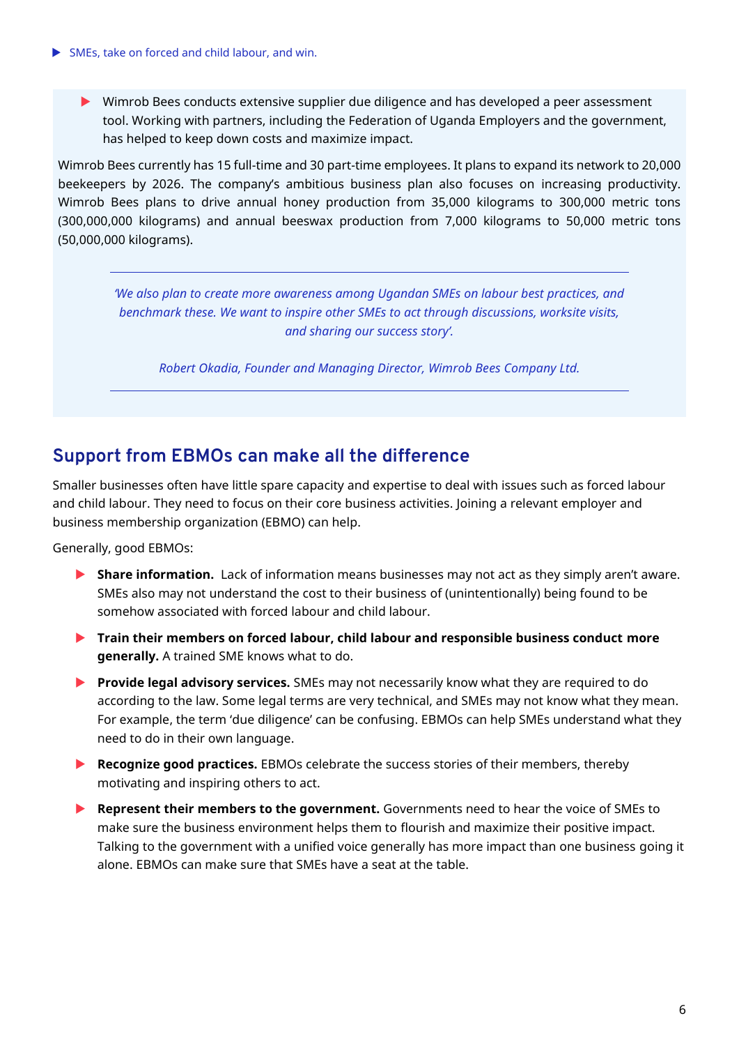- Wimrob Bees conducts extensive supplier due diligence and has developed a peer assessment tool. Working with partners, including the Federation of Uganda Employers and the government, has helped to keep down costs and maximize impact.

Wimrob Bees currently has 15 full-time and 30 part-time employees. It plans to expand its network to 20,000 beekeepers by 2026. The company's ambitious business plan also focuses on increasing productivity. Wimrob Bees plans to drive annual honey production from 35,000 kilograms to 300,000 metric tons (300,000,000 kilograms) and annual beeswax production from 7,000 kilograms to 50,000 metric tons (50,000,000 kilograms).

> *'We also plan to create more awareness among Ugandan SMEs on labour best practices, and benchmark these. We want to inspire other SMEs to act through discussions, worksite visits, and sharing our success story'.*
>
> *Robert Okadia, Founder and Managing Director, Wimrob Bees Company Ltd.*

## Support from EBMOs can make all the difference

Smaller businesses often have little spare capacity and expertise to deal with issues such as forced labour and child labour. They need to focus on their core business activities. Joining a relevant employer and business membership organization (EBMO) can help.

Generally, good EBMOs:

- **Share information.** Lack of information means businesses may not act as they simply aren't aware. SMEs also may not understand the cost to their business of (unintentionally) being found to be somehow associated with forced labour and child labour.
- **Train their members on forced labour, child labour and responsible business conduct more generally.** A trained SME knows what to do.
- **Provide legal advisory services.** SMEs may not necessarily know what they are required to do according to the law. Some legal terms are very technical, and SMEs may not know what they mean. For example, the term 'due diligence' can be confusing. EBMOs can help SMEs understand what they need to do in their own language.
- **Recognize good practices.** EBMOs celebrate the success stories of their members, thereby motivating and inspiring others to act.
- **Represent their members to the government.** Governments need to hear the voice of SMEs to make sure the business environment helps them to flourish and maximize their positive impact. Talking to the government with a unified voice generally has more impact than one business going it alone. EBMOs can make sure that SMEs have a seat at the table.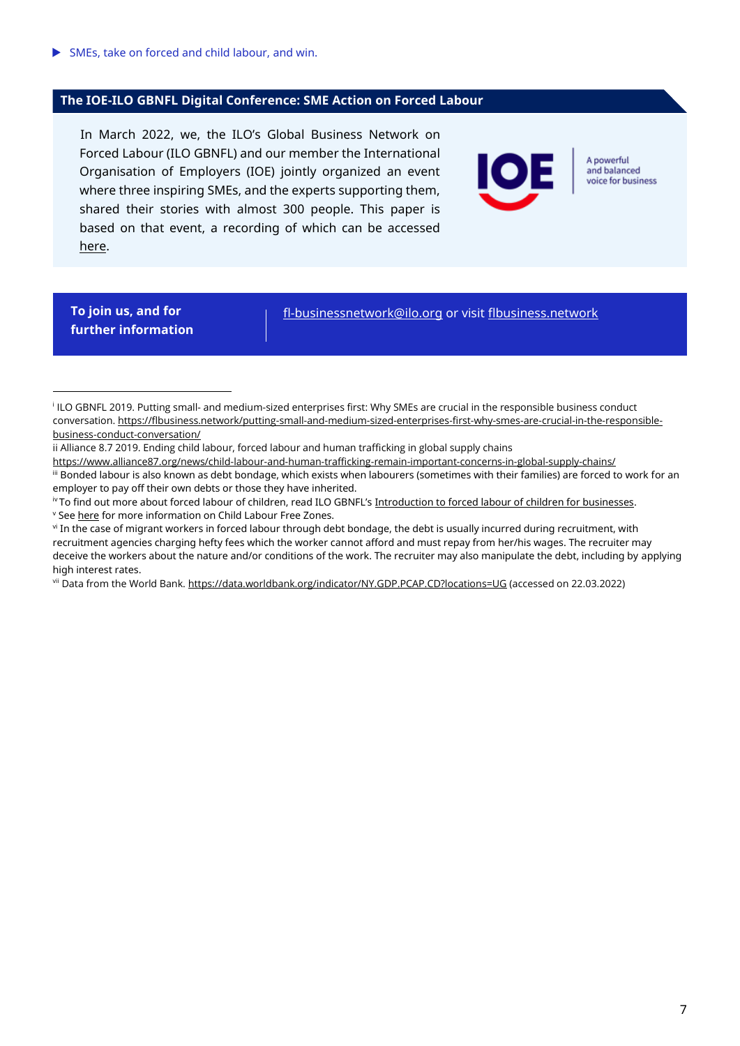▶ SMEs, take on forced and child labour, and win.

## The IOE-ILO GBNFL Digital Conference: SME Action on Forced Labour

In March 2022, we, the ILO's Global Business Network on Forced Labour (ILO GBNFL) and our member the International Organisation of Employers (IOE) jointly organized an event where three inspiring SMEs, and the experts supporting them, shared their stories with almost 300 people. This paper is based on that event, a recording of which can be accessed here.

IOE A powerful and balanced voice for business

**To join us, and for further information** fl-businessnetwork@ilo.org or visit flbusiness.network

---

[i] ILO GBNFL 2019. Putting small- and medium-sized enterprises first: Why SMEs are crucial in the responsible business conduct conversation. https://flbusiness.network/putting-small-and-medium-sized-enterprises-first-why-smes-are-crucial-in-the-responsible-business-conduct-conversation/

ii Alliance 8.7 2019. Ending child labour, forced labour and human trafficking in global supply chains https://www.alliance87.org/news/child-labour-and-human-trafficking-remain-important-concerns-in-global-supply-chains/

[iii] Bonded labour is also known as debt bondage, which exists when labourers (sometimes with their families) are forced to work for an employer to pay off their own debts or those they have inherited.

[iv] To find out more about forced labour of children, read ILO GBNFL's Introduction to forced labour of children for businesses.

[v] See here for more information on Child Labour Free Zones.

[vi] In the case of migrant workers in forced labour through debt bondage, the debt is usually incurred during recruitment, with recruitment agencies charging hefty fees which the worker cannot afford and must repay from her/his wages. The recruiter may deceive the workers about the nature and/or conditions of the work. The recruiter may also manipulate the debt, including by applying high interest rates.

[vii] Data from the World Bank. https://data.worldbank.org/indicator/NY.GDP.PCAP.CD?locations=UG (accessed on 22.03.2022)